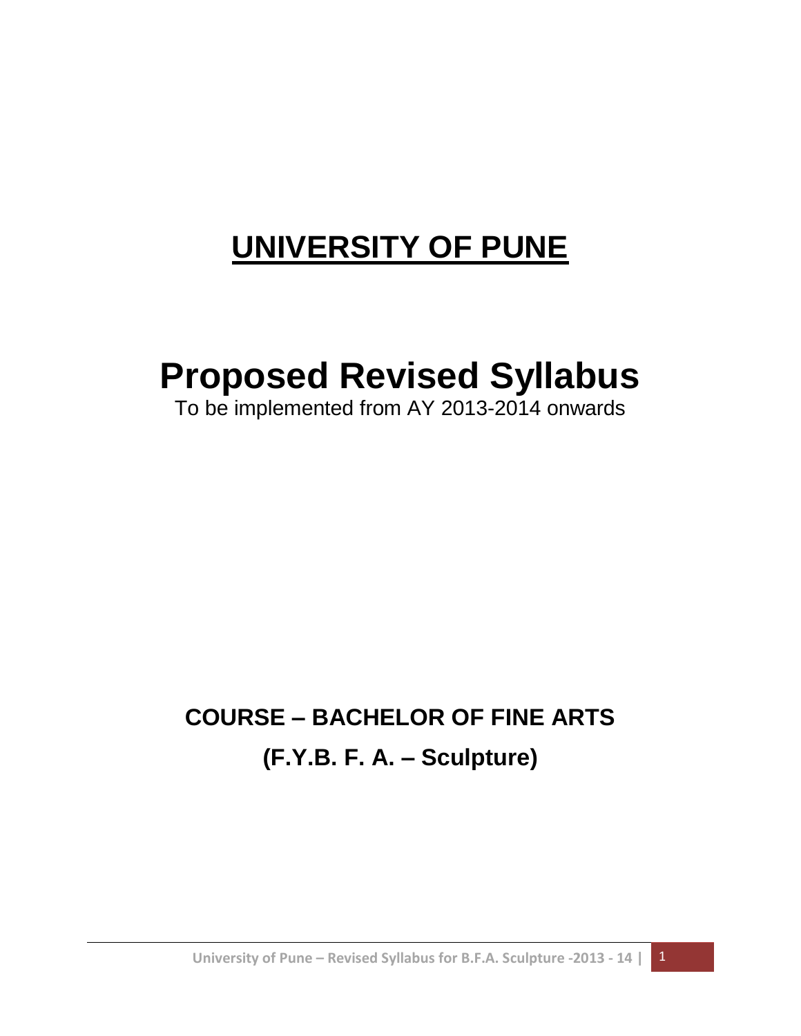# UNIVERSITY OF PUNE

# Proposed Revised Syllabus

To be implemented from AY 2013-2014 onwards

## COURSE – BACHELOR OF FINE ARTS

## (F.Y.B. F. A. – Sculpture)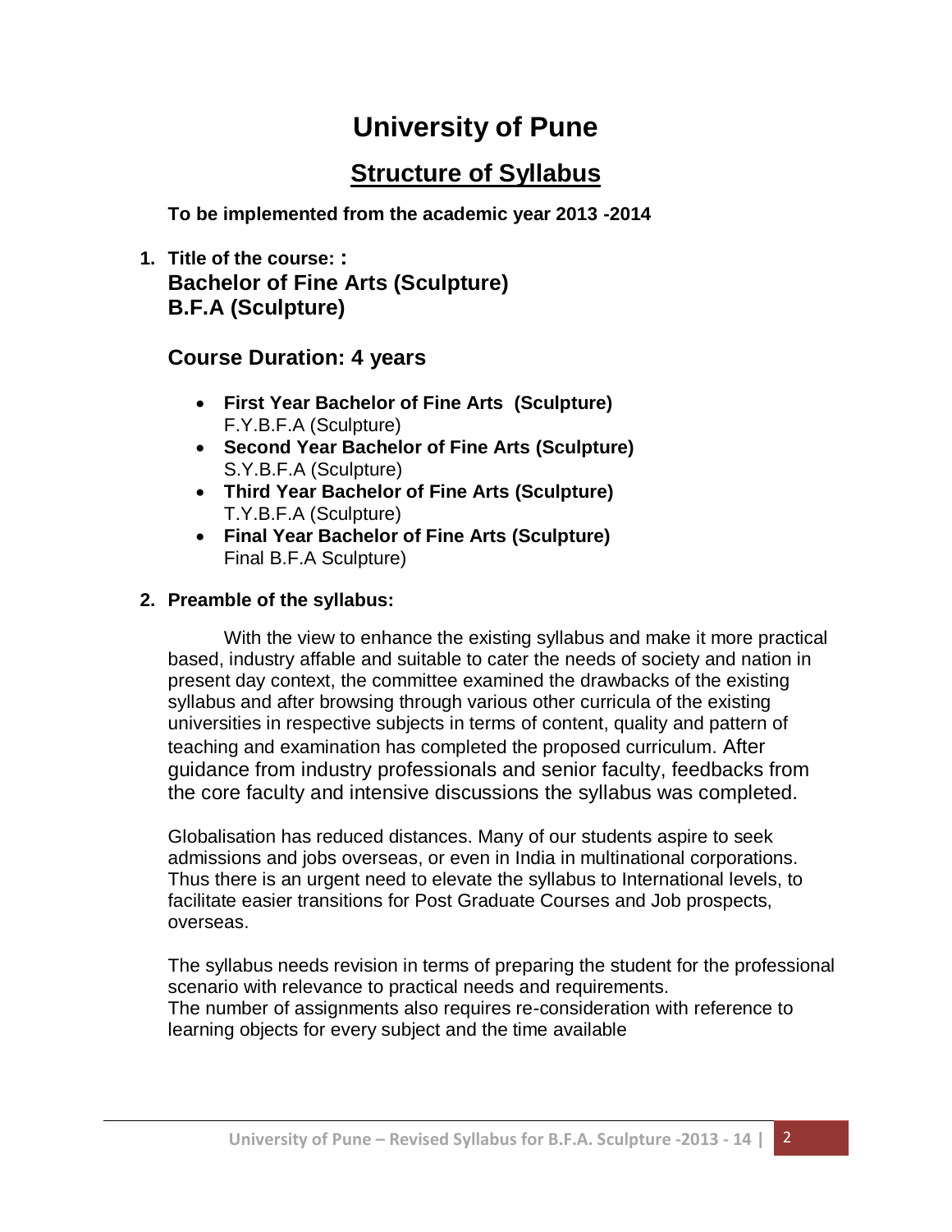# University of Pune

## Structure of Syllabus

**To be implemented from the academic year 2013 -2014**

1. **Title of the course: :**
   **Bachelor of Fine Arts (Sculpture)**
   **B.F.A (Sculpture)**

### Course Duration: 4 years

- **First Year Bachelor of Fine Arts (Sculpture)**
  F.Y.B.F.A (Sculpture)
- **Second Year Bachelor of Fine Arts (Sculpture)**
  S.Y.B.F.A (Sculpture)
- **Third Year Bachelor of Fine Arts (Sculpture)**
  T.Y.B.F.A (Sculpture)
- **Final Year Bachelor of Fine Arts (Sculpture)**
  Final B.F.A Sculpture)

2. **Preamble of the syllabus:**

With the view to enhance the existing syllabus and make it more practical based, industry affable and suitable to cater the needs of society and nation in present day context, the committee examined the drawbacks of the existing syllabus and after browsing through various other curricula of the existing universities in respective subjects in terms of content, quality and pattern of teaching and examination has completed the proposed curriculum. After guidance from industry professionals and senior faculty, feedbacks from the core faculty and intensive discussions the syllabus was completed.

Globalisation has reduced distances. Many of our students aspire to seek admissions and jobs overseas, or even in India in multinational corporations. Thus there is an urgent need to elevate the syllabus to International levels, to facilitate easier transitions for Post Graduate Courses and Job prospects, overseas.

The syllabus needs revision in terms of preparing the student for the professional scenario with relevance to practical needs and requirements.
The number of assignments also requires re-consideration with reference to learning objects for every subject and the time available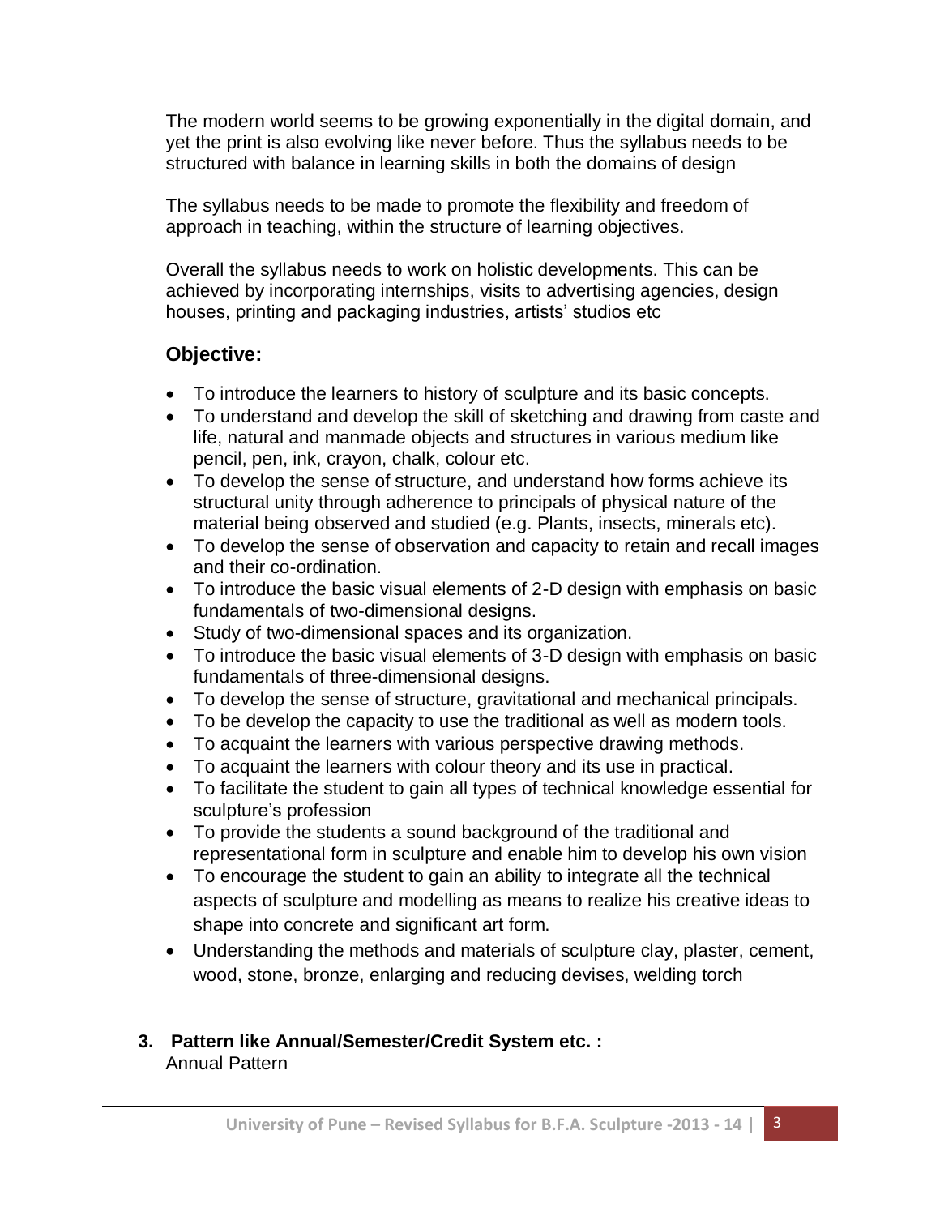The modern world seems to be growing exponentially in the digital domain, and yet the print is also evolving like never before. Thus the syllabus needs to be structured with balance in learning skills in both the domains of design

The syllabus needs to be made to promote the flexibility and freedom of approach in teaching, within the structure of learning objectives.

Overall the syllabus needs to work on holistic developments. This can be achieved by incorporating internships, visits to advertising agencies, design houses, printing and packaging industries, artists' studios etc

## Objective:

- To introduce the learners to history of sculpture and its basic concepts.
- To understand and develop the skill of sketching and drawing from caste and life, natural and manmade objects and structures in various medium like pencil, pen, ink, crayon, chalk, colour etc.
- To develop the sense of structure, and understand how forms achieve its structural unity through adherence to principals of physical nature of the material being observed and studied (e.g. Plants, insects, minerals etc).
- To develop the sense of observation and capacity to retain and recall images and their co-ordination.
- To introduce the basic visual elements of 2-D design with emphasis on basic fundamentals of two-dimensional designs.
- Study of two-dimensional spaces and its organization.
- To introduce the basic visual elements of 3-D design with emphasis on basic fundamentals of three-dimensional designs.
- To develop the sense of structure, gravitational and mechanical principals.
- To be develop the capacity to use the traditional as well as modern tools.
- To acquaint the learners with various perspective drawing methods.
- To acquaint the learners with colour theory and its use in practical.
- To facilitate the student to gain all types of technical knowledge essential for sculpture's profession
- To provide the students a sound background of the traditional and representational form in sculpture and enable him to develop his own vision
- To encourage the student to gain an ability to integrate all the technical aspects of sculpture and modelling as means to realize his creative ideas to shape into concrete and significant art form.
- Understanding the methods and materials of sculpture clay, plaster, cement, wood, stone, bronze, enlarging and reducing devises, welding torch

**3. Pattern like Annual/Semester/Credit System etc. :**
Annual Pattern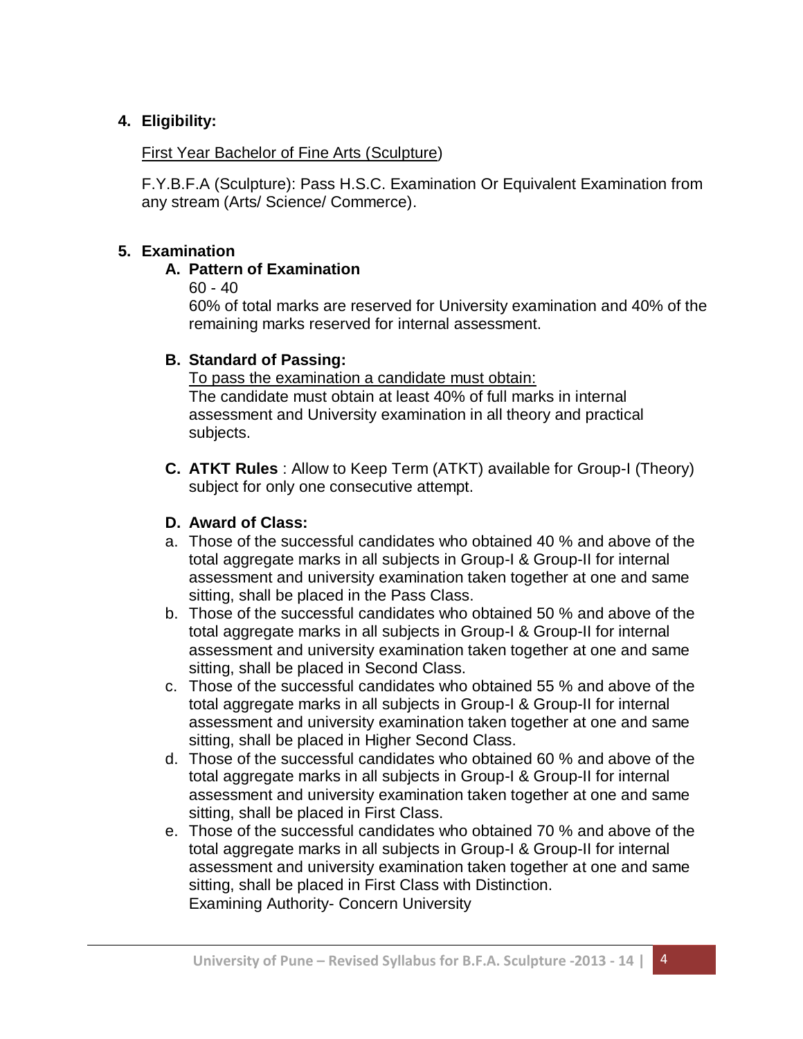**4. Eligibility:**

First Year Bachelor of Fine Arts (Sculpture)

F.Y.B.F.A (Sculpture): Pass H.S.C. Examination Or Equivalent Examination from any stream (Arts/ Science/ Commerce).

**5. Examination**

**A. Pattern of Examination**

60 - 40

60% of total marks are reserved for University examination and 40% of the remaining marks reserved for internal assessment.

**B. Standard of Passing:**

To pass the examination a candidate must obtain:

The candidate must obtain at least 40% of full marks in internal assessment and University examination in all theory and practical subjects.

**C. ATKT Rules** : Allow to Keep Term (ATKT) available for Group-I (Theory) subject for only one consecutive attempt.

**D. Award of Class:**

a. Those of the successful candidates who obtained 40 % and above of the total aggregate marks in all subjects in Group-I & Group-II for internal assessment and university examination taken together at one and same sitting, shall be placed in the Pass Class.

b. Those of the successful candidates who obtained 50 % and above of the total aggregate marks in all subjects in Group-I & Group-II for internal assessment and university examination taken together at one and same sitting, shall be placed in Second Class.

c. Those of the successful candidates who obtained 55 % and above of the total aggregate marks in all subjects in Group-I & Group-II for internal assessment and university examination taken together at one and same sitting, shall be placed in Higher Second Class.

d. Those of the successful candidates who obtained 60 % and above of the total aggregate marks in all subjects in Group-I & Group-II for internal assessment and university examination taken together at one and same sitting, shall be placed in First Class.

e. Those of the successful candidates who obtained 70 % and above of the total aggregate marks in all subjects in Group-I & Group-II for internal assessment and university examination taken together at one and same sitting, shall be placed in First Class with Distinction.

Examining Authority- Concern University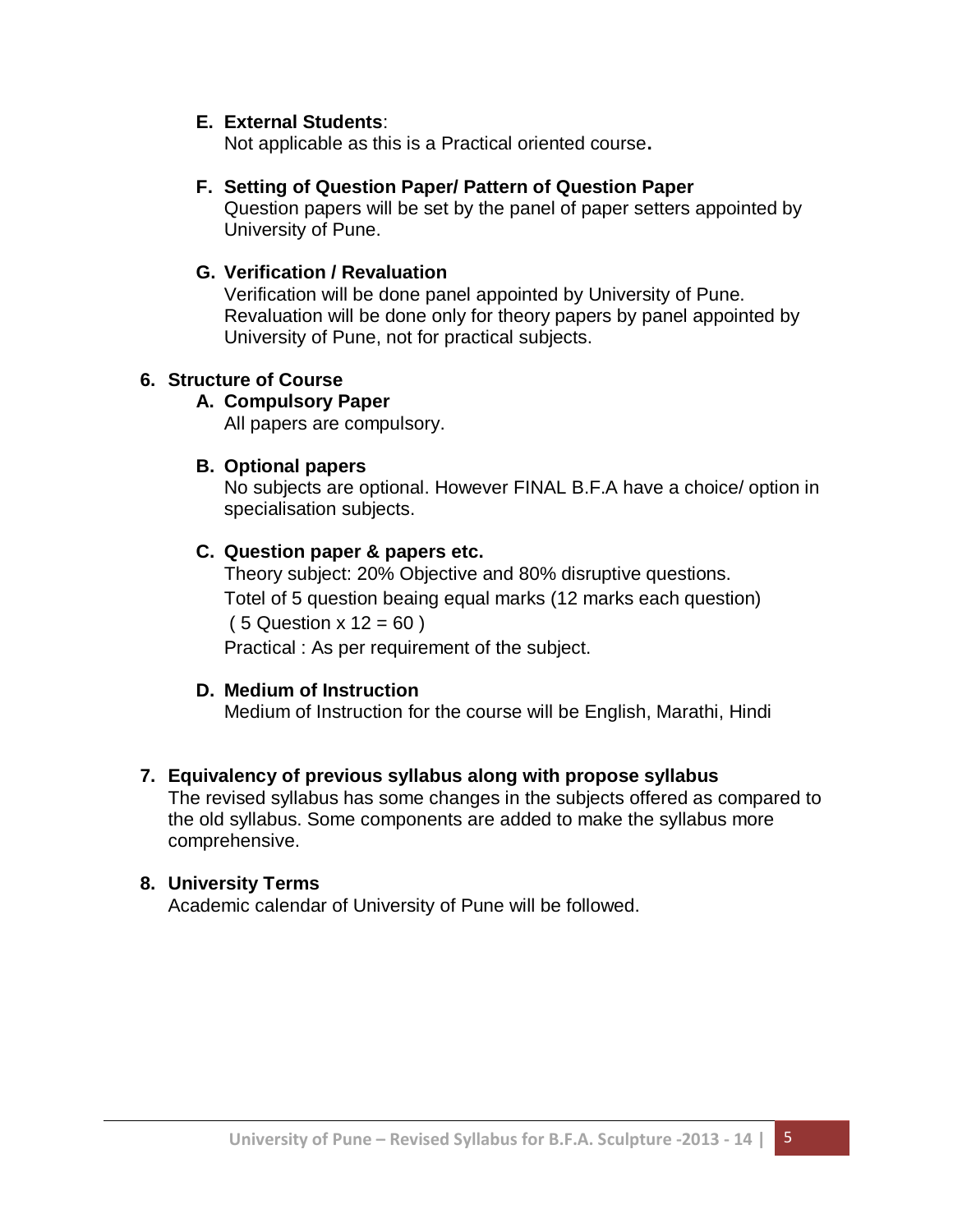**E. External Students**:

Not applicable as this is a Practical oriented course**.**

**F. Setting of Question Paper/ Pattern of Question Paper**

Question papers will be set by the panel of paper setters appointed by University of Pune.

**G. Verification / Revaluation**

Verification will be done panel appointed by University of Pune. Revaluation will be done only for theory papers by panel appointed by University of Pune, not for practical subjects.

**6. Structure of Course**

**A. Compulsory Paper**

All papers are compulsory.

**B. Optional papers**

No subjects are optional. However FINAL B.F.A have a choice/ option in specialisation subjects.

**C. Question paper & papers etc.**

Theory subject: 20% Objective and 80% disruptive questions.

Totel of 5 question beaing equal marks (12 marks each question)

( 5 Question x 12 = 60 )

Practical : As per requirement of the subject.

**D. Medium of Instruction**

Medium of Instruction for the course will be English, Marathi, Hindi

**7. Equivalency of previous syllabus along with propose syllabus**

The revised syllabus has some changes in the subjects offered as compared to the old syllabus. Some components are added to make the syllabus more comprehensive.

**8. University Terms**

Academic calendar of University of Pune will be followed.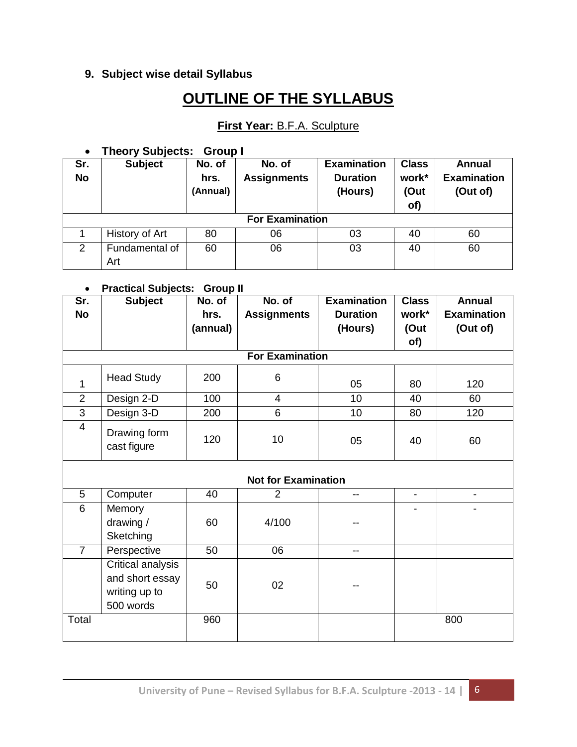**9. Subject wise detail Syllabus**

# OUTLINE OF THE SYLLABUS

**First Year:** B.F.A. Sculpture

- **Theory Subjects: Group I**

| Sr. No | Subject | No. of hrs. (Annual) | No. of Assignments | Examination Duration (Hours) | Class work* (Out of) | Annual Examination (Out of) |
|---|---|---|---|---|---|---|
| **For Examination** | | | | | | |
| 1 | History of Art | 80 | 06 | 03 | 40 | 60 |
| 2 | Fundamental of Art | 60 | 06 | 03 | 40 | 60 |

- **Practical Subjects: Group II**

| Sr. No | Subject | No. of hrs. (annual) | No. of Assignments | Examination Duration (Hours) | Class work* (Out of) | Annual Examination (Out of) |
|---|---|---|---|---|---|---|
| **For Examination** | | | | | | |
| 1 | Head Study | 200 | 6 | 05 | 80 | 120 |
| 2 | Design 2-D | 100 | 4 | 10 | 40 | 60 |
| 3 | Design 3-D | 200 | 6 | 10 | 80 | 120 |
| 4 | Drawing form cast figure | 120 | 10 | 05 | 40 | 60 |
| **Not for Examination** | | | | | | |
| 5 | Computer | 40 | 2 | -- | - | - |
| 6 | Memory drawing / Sketching | 60 | 4/100 | -- | - | - |
| 7 | Perspective | 50 | 06 | -- | | |
| | Critical analysis and short essay writing up to 500 words | 50 | 02 | -- | | |
| Total | | 960 | | | 800 | |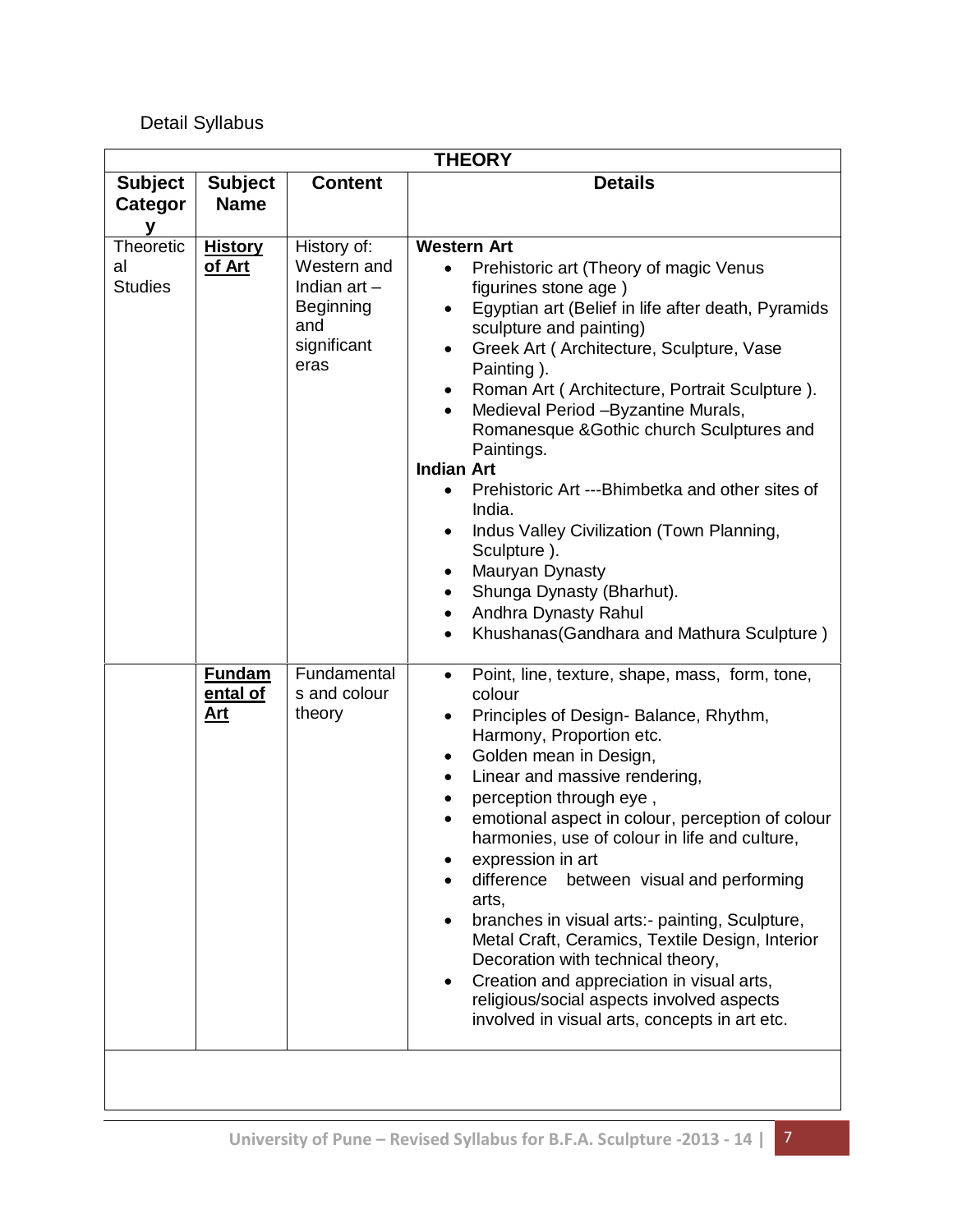Detail Syllabus

| THEORY | | | |
|---|---|---|---|
| **Subject Category** | **Subject Name** | **Content** | **Details** |
| Theoretical Studies | **History of Art** | History of: Western and Indian art – Beginning and significant eras | **Western Art**<br>• Prehistoric art (Theory of magic Venus figurines stone age )<br>• Egyptian art (Belief in life after death, Pyramids sculpture and painting)<br>• Greek Art ( Architecture, Sculpture, Vase Painting ).<br>• Roman Art ( Architecture, Portrait Sculpture ).<br>• Medieval Period –Byzantine Murals, Romanesque &Gothic church Sculptures and Paintings.<br>**Indian Art**<br>• Prehistoric Art ---Bhimbetka and other sites of India.<br>• Indus Valley Civilization (Town Planning, Sculpture ).<br>• Mauryan Dynasty<br>• Shunga Dynasty (Bharhut).<br>• Andhra Dynasty Rahul<br>• Khushanas(Gandhara and Mathura Sculpture ) |
| | **Fundamental of Art** | Fundamentals and colour theory | • Point, line, texture, shape, mass, form, tone, colour<br>• Principles of Design- Balance, Rhythm, Harmony, Proportion etc.<br>• Golden mean in Design,<br>• Linear and massive rendering,<br>• perception through eye ,<br>• emotional aspect in colour, perception of colour harmonies, use of colour in life and culture,<br>• expression in art<br>• difference between visual and performing arts,<br>• branches in visual arts:- painting, Sculpture, Metal Craft, Ceramics, Textile Design, Interior Decoration with technical theory,<br>• Creation and appreciation in visual arts, religious/social aspects involved aspects involved in visual arts, concepts in art etc. |
| | | | |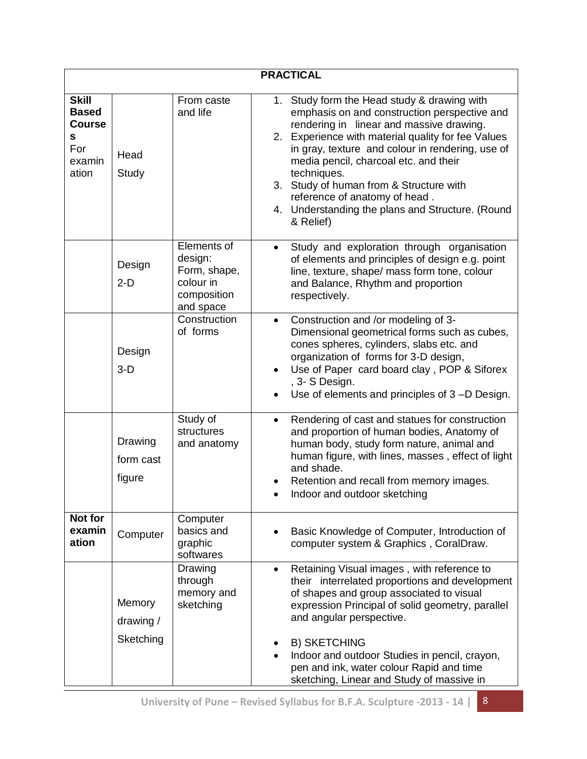| PRACTICAL | | | |
|---|---|---|---|
| **Skill Based Courses** For examination | Head Study | From caste and life | 1. Study form the Head study & drawing with emphasis on and construction perspective and rendering in linear and massive drawing.<br>2. Experience with material quality for fee Values in gray, texture and colour in rendering, use of media pencil, charcoal etc. and their techniques.<br>3. Study of human from & Structure with reference of anatomy of head .<br>4. Understanding the plans and Structure. (Round & Relief) |
| | Design 2-D | Elements of design: Form, shape, colour in composition and space | • Study and exploration through organisation of elements and principles of design e.g. point line, texture, shape/ mass form tone, colour and Balance, Rhythm and proportion respectively. |
| | Design 3-D | Construction of forms | • Construction and /or modeling of 3-Dimensional geometrical forms such as cubes, cones spheres, cylinders, slabs etc. and organization of forms for 3-D design,<br>• Use of Paper card board clay , POP & Siforex , 3- S Design.<br>• Use of elements and principles of 3 –D Design. |
| | Drawing form cast figure | Study of structures and anatomy | • Rendering of cast and statues for construction and proportion of human bodies, Anatomy of human body, study form nature, animal and human figure, with lines, masses , effect of light and shade.<br>• Retention and recall from memory images.<br>• Indoor and outdoor sketching |
| **Not for examination** | Computer | Computer basics and graphic softwares | • Basic Knowledge of Computer, Introduction of computer system & Graphics , CoralDraw. |
| | Memory drawing / Sketching | Drawing through memory and sketching | • Retaining Visual images , with reference to their interrelated proportions and development of shapes and group associated to visual expression Principal of solid geometry, parallel and angular perspective.<br>• B) SKETCHING<br>• Indoor and outdoor Studies in pencil, crayon, pen and ink, water colour Rapid and time sketching, Linear and Study of massive in |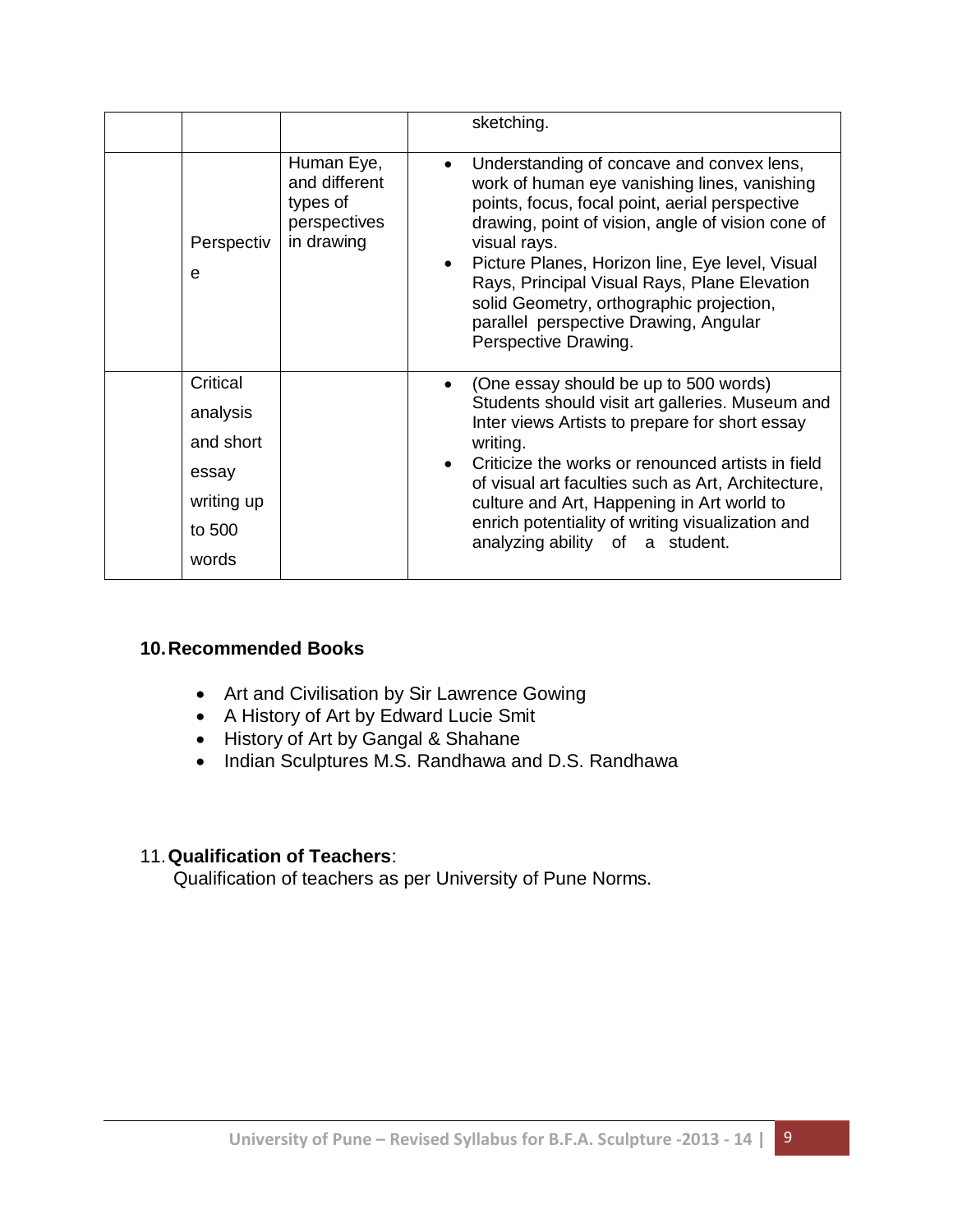| | | | |
|---|---|---|---|
| | | | sketching. |
| | Perspective | Human Eye, and different types of perspectives in drawing | • Understanding of concave and convex lens, work of human eye vanishing lines, vanishing points, focus, focal point, aerial perspective drawing, point of vision, angle of vision cone of visual rays.<br>• Picture Planes, Horizon line, Eye level, Visual Rays, Principal Visual Rays, Plane Elevation solid Geometry, orthographic projection, parallel perspective Drawing, Angular Perspective Drawing. |
| | Critical analysis and short essay writing up to 500 words | | • (One essay should be up to 500 words) Students should visit art galleries. Museum and Inter views Artists to prepare for short essay writing.<br>• Criticize the works or renounced artists in field of visual art faculties such as Art, Architecture, culture and Art, Happening in Art world to enrich potentiality of writing visualization and analyzing ability of a student. |

## 10. Recommended Books

- Art and Civilisation by Sir Lawrence Gowing
- A History of Art by Edward Lucie Smit
- History of Art by Gangal & Shahane
- Indian Sculptures M.S. Randhawa and D.S. Randhawa

## 11. **Qualification of Teachers**:

Qualification of teachers as per University of Pune Norms.